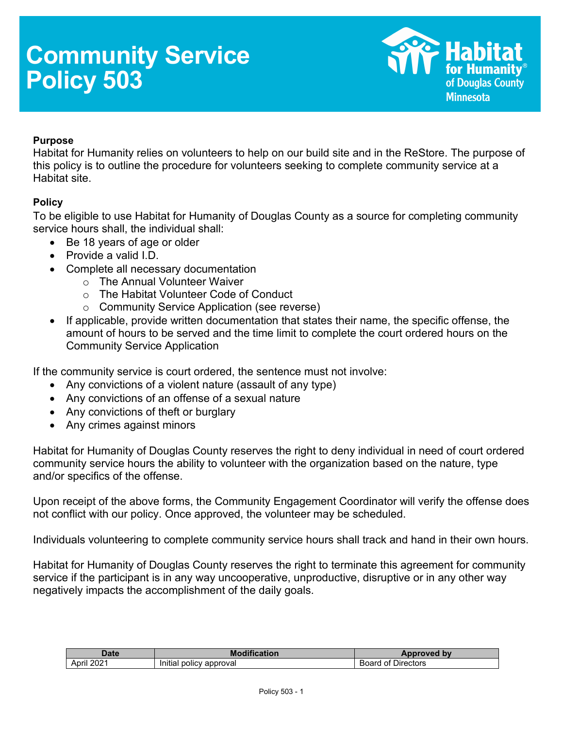# Community Service Policy 503

Habitat for Humanity of Douglas County Minnesota

**Purpose**

Habitat for Humanity relies on volunteers to help on our build site and in the ReStore. The purpose of this policy is to outline the procedure for volunteers seeking to complete community service at a Habitat site.

**Policy**

To be eligible to use Habitat for Humanity of Douglas County as a source for completing community service hours shall, the individual shall:

- Be 18 years of age or older
- Provide a valid I.D.
- Complete all necessary documentation
  - The Annual Volunteer Waiver
  - The Habitat Volunteer Code of Conduct
  - Community Service Application (see reverse)
- If applicable, provide written documentation that states their name, the specific offense, the amount of hours to be served and the time limit to complete the court ordered hours on the Community Service Application

If the community service is court ordered, the sentence must not involve:

- Any convictions of a violent nature (assault of any type)
- Any convictions of an offense of a sexual nature
- Any convictions of theft or burglary
- Any crimes against minors

Habitat for Humanity of Douglas County reserves the right to deny individual in need of court ordered community service hours the ability to volunteer with the organization based on the nature, type and/or specifics of the offense.

Upon receipt of the above forms, the Community Engagement Coordinator will verify the offense does not conflict with our policy. Once approved, the volunteer may be scheduled.

Individuals volunteering to complete community service hours shall track and hand in their own hours.

Habitat for Humanity of Douglas County reserves the right to terminate this agreement for community service if the participant is in any way uncooperative, unproductive, disruptive or in any other way negatively impacts the accomplishment of the daily goals.

| Date | Modification | Approved by |
| --- | --- | --- |
| April 2021 | Initial policy approval | Board of Directors |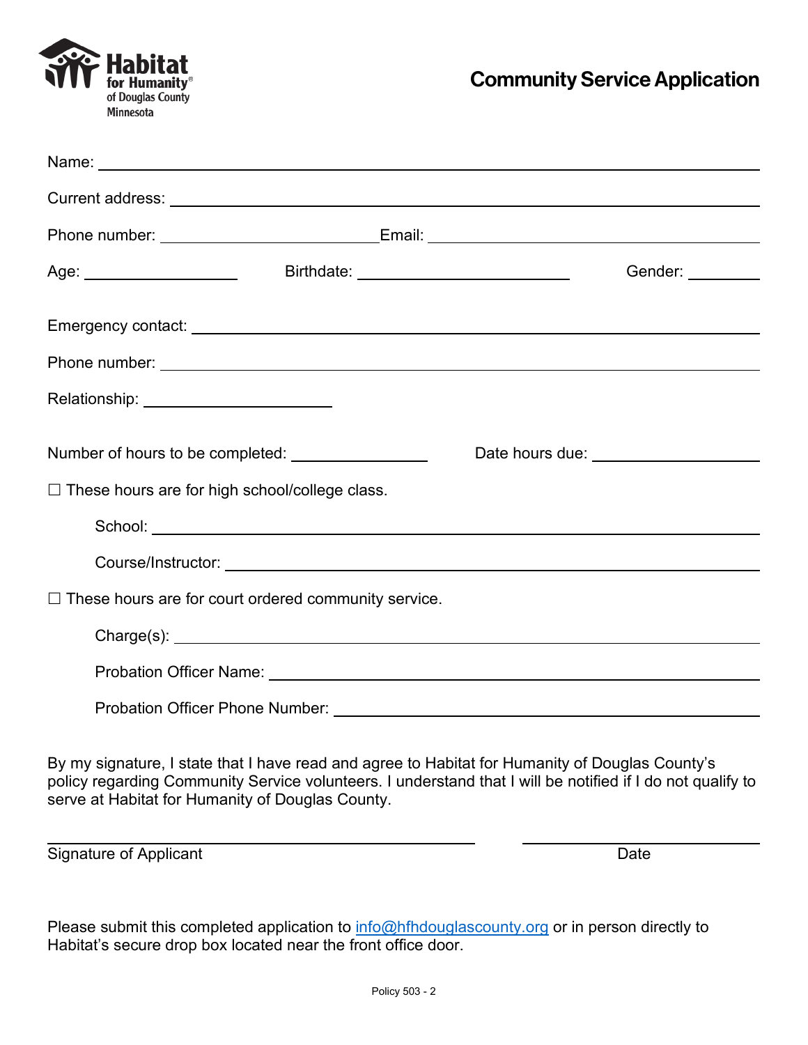Habitat for Humanity® of Douglas County Minnesota

# Community Service Application

Name: ______________________________________________

Current address: ______________________________________________

Phone number: ____________________ Email: ____________________

Age: ____________ Birthdate: ____________________ Gender: ________

Emergency contact: ______________________________________________

Phone number: ______________________________________________

Relationship: ____________________

Number of hours to be completed: ____________ Date hours due: ________________

☐ These hours are for high school/college class.

School: ______________________________________________

Course/Instructor: ______________________________________________

☐ These hours are for court ordered community service.

Charge(s): ______________________________________________

Probation Officer Name: ______________________________________________

Probation Officer Phone Number: ______________________________________________

By my signature, I state that I have read and agree to Habitat for Humanity of Douglas County's policy regarding Community Service volunteers. I understand that I will be notified if I do not qualify to serve at Habitat for Humanity of Douglas County.

______________________________________________ ____________________

Signature of Applicant Date

Please submit this completed application to info@hfhdouglascounty.org or in person directly to Habitat's secure drop box located near the front office door.

Policy 503 - 2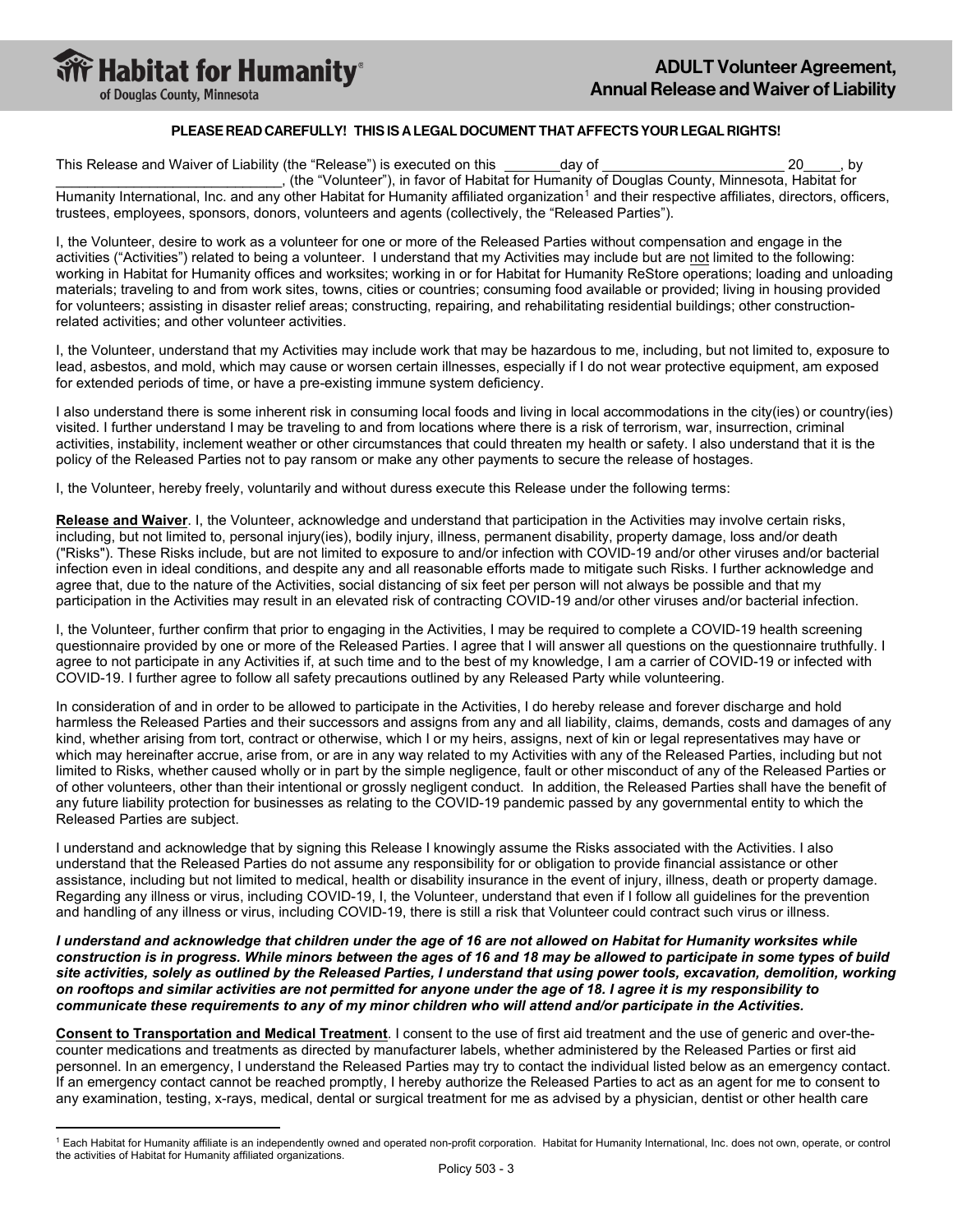# ADULT Volunteer Agreement, Annual Release and Waiver of Liability

Habitat for Humanity of Douglas County, Minnesota

**PLEASE READ CAREFULLY! THIS IS A LEGAL DOCUMENT THAT AFFECTS YOUR LEGAL RIGHTS!**

This Release and Waiver of Liability (the "Release") is executed on this _______day of _______________________ 20_____, by _____________________________, (the "Volunteer"), in favor of Habitat for Humanity of Douglas County, Minnesota, Habitat for Humanity International, Inc. and any other Habitat for Humanity affiliated organization[1] and their respective affiliates, directors, officers, trustees, employees, sponsors, donors, volunteers and agents (collectively, the "Released Parties").

I, the Volunteer, desire to work as a volunteer for one or more of the Released Parties without compensation and engage in the activities ("Activities") related to being a volunteer. I understand that my Activities may include but are not limited to the following: working in Habitat for Humanity offices and worksites; working in or for Habitat for Humanity ReStore operations; loading and unloading materials; traveling to and from work sites, towns, cities or countries; consuming food available or provided; living in housing provided for volunteers; assisting in disaster relief areas; constructing, repairing, and rehabilitating residential buildings; other construction-related activities; and other volunteer activities.

I, the Volunteer, understand that my Activities may include work that may be hazardous to me, including, but not limited to, exposure to lead, asbestos, and mold, which may cause or worsen certain illnesses, especially if I do not wear protective equipment, am exposed for extended periods of time, or have a pre-existing immune system deficiency.

I also understand there is some inherent risk in consuming local foods and living in local accommodations in the city(ies) or country(ies) visited. I further understand I may be traveling to and from locations where there is a risk of terrorism, war, insurrection, criminal activities, instability, inclement weather or other circumstances that could threaten my health or safety. I also understand that it is the policy of the Released Parties not to pay ransom or make any other payments to secure the release of hostages.

I, the Volunteer, hereby freely, voluntarily and without duress execute this Release under the following terms:

**Release and Waiver**. I, the Volunteer, acknowledge and understand that participation in the Activities may involve certain risks, including, but not limited to, personal injury(ies), bodily injury, illness, permanent disability, property damage, loss and/or death ("Risks"). These Risks include, but are not limited to exposure to and/or infection with COVID-19 and/or other viruses and/or bacterial infection even in ideal conditions, and despite any and all reasonable efforts made to mitigate such Risks. I further acknowledge and agree that, due to the nature of the Activities, social distancing of six feet per person will not always be possible and that my participation in the Activities may result in an elevated risk of contracting COVID-19 and/or other viruses and/or bacterial infection.

I, the Volunteer, further confirm that prior to engaging in the Activities, I may be required to complete a COVID-19 health screening questionnaire provided by one or more of the Released Parties. I agree that I will answer all questions on the questionnaire truthfully. I agree to not participate in any Activities if, at such time and to the best of my knowledge, I am a carrier of COVID-19 or infected with COVID-19. I further agree to follow all safety precautions outlined by any Released Party while volunteering.

In consideration of and in order to be allowed to participate in the Activities, I do hereby release and forever discharge and hold harmless the Released Parties and their successors and assigns from any and all liability, claims, demands, costs and damages of any kind, whether arising from tort, contract or otherwise, which I or my heirs, assigns, next of kin or legal representatives may have or which may hereinafter accrue, arise from, or are in any way related to my Activities with any of the Released Parties, including but not limited to Risks, whether caused wholly or in part by the simple negligence, fault or other misconduct of any of the Released Parties or of other volunteers, other than their intentional or grossly negligent conduct. In addition, the Released Parties shall have the benefit of any future liability protection for businesses as relating to the COVID-19 pandemic passed by any governmental entity to which the Released Parties are subject.

I understand and acknowledge that by signing this Release I knowingly assume the Risks associated with the Activities. I also understand that the Released Parties do not assume any responsibility for or obligation to provide financial assistance or other assistance, including but not limited to medical, health or disability insurance in the event of injury, illness, death or property damage. Regarding any illness or virus, including COVID-19, I, the Volunteer, understand that even if I follow all guidelines for the prevention and handling of any illness or virus, including COVID-19, there is still a risk that Volunteer could contract such virus or illness.

***I understand and acknowledge that children under the age of 16 are not allowed on Habitat for Humanity worksites while construction is in progress. While minors between the ages of 16 and 18 may be allowed to participate in some types of build site activities, solely as outlined by the Released Parties, I understand that using power tools, excavation, demolition, working on rooftops and similar activities are not permitted for anyone under the age of 18. I agree it is my responsibility to communicate these requirements to any of my minor children who will attend and/or participate in the Activities.***

**Consent to Transportation and Medical Treatment**. I consent to the use of first aid treatment and the use of generic and over-the-counter medications and treatments as directed by manufacturer labels, whether administered by the Released Parties or first aid personnel. In an emergency, I understand the Released Parties may try to contact the individual listed below as an emergency contact. If an emergency contact cannot be reached promptly, I hereby authorize the Released Parties to act as an agent for me to consent to any examination, testing, x-rays, medical, dental or surgical treatment for me as advised by a physician, dentist or other health care

[1] Each Habitat for Humanity affiliate is an independently owned and operated non-profit corporation. Habitat for Humanity International, Inc. does not own, operate, or control the activities of Habitat for Humanity affiliated organizations.

Policy 503 - 3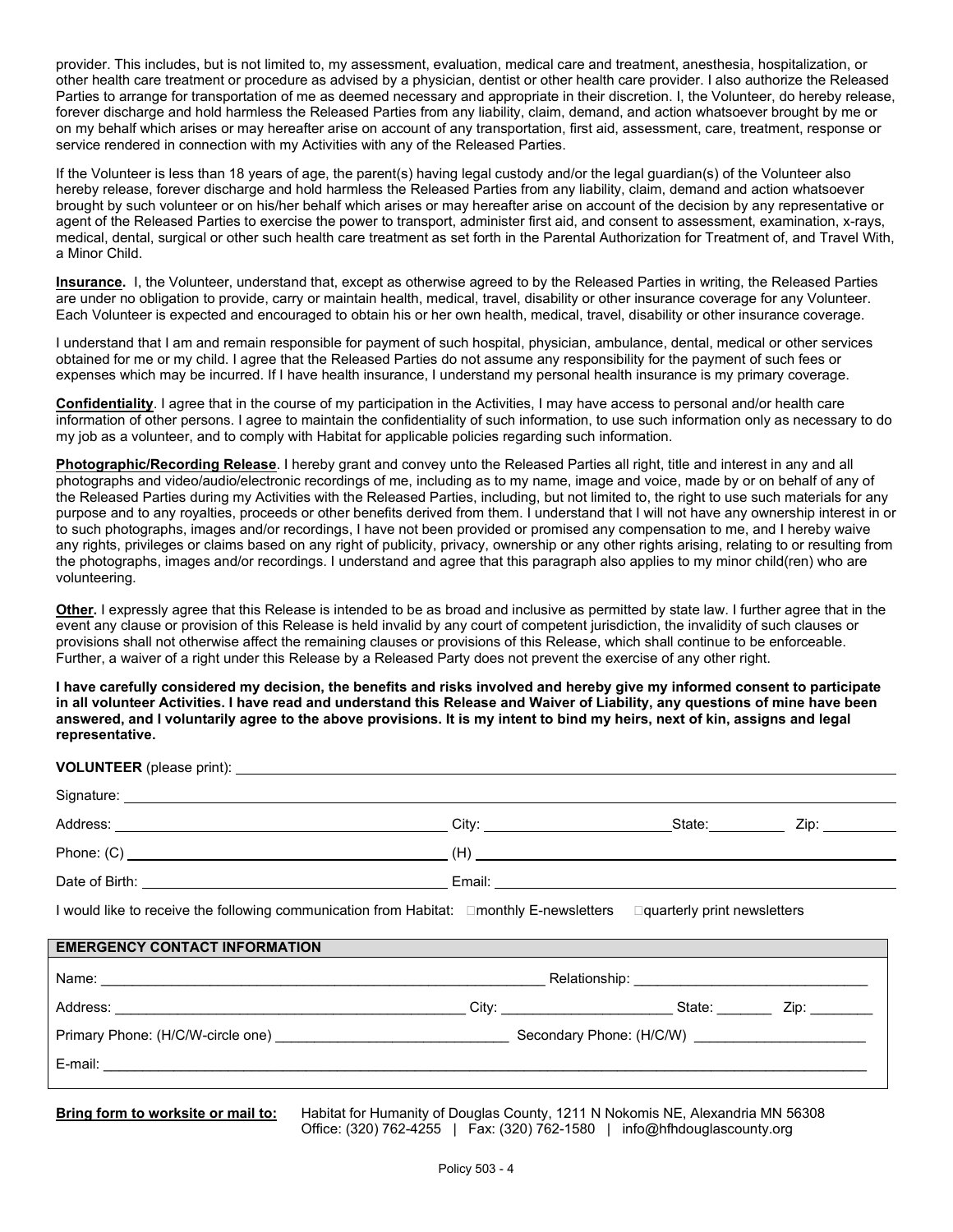provider. This includes, but is not limited to, my assessment, evaluation, medical care and treatment, anesthesia, hospitalization, or other health care treatment or procedure as advised by a physician, dentist or other health care provider. I also authorize the Released Parties to arrange for transportation of me as deemed necessary and appropriate in their discretion. I, the Volunteer, do hereby release, forever discharge and hold harmless the Released Parties from any liability, claim, demand, and action whatsoever brought by me or on my behalf which arises or may hereafter arise on account of any transportation, first aid, assessment, care, treatment, response or service rendered in connection with my Activities with any of the Released Parties.

If the Volunteer is less than 18 years of age, the parent(s) having legal custody and/or the legal guardian(s) of the Volunteer also hereby release, forever discharge and hold harmless the Released Parties from any liability, claim, demand and action whatsoever brought by such volunteer or on his/her behalf which arises or may hereafter arise on account of the decision by any representative or agent of the Released Parties to exercise the power to transport, administer first aid, and consent to assessment, examination, x-rays, medical, dental, surgical or other such health care treatment as set forth in the Parental Authorization for Treatment of, and Travel With, a Minor Child.

**Insurance.** I, the Volunteer, understand that, except as otherwise agreed to by the Released Parties in writing, the Released Parties are under no obligation to provide, carry or maintain health, medical, travel, disability or other insurance coverage for any Volunteer. Each Volunteer is expected and encouraged to obtain his or her own health, medical, travel, disability or other insurance coverage.

I understand that I am and remain responsible for payment of such hospital, physician, ambulance, dental, medical or other services obtained for me or my child. I agree that the Released Parties do not assume any responsibility for the payment of such fees or expenses which may be incurred. If I have health insurance, I understand my personal health insurance is my primary coverage.

**Confidentiality**. I agree that in the course of my participation in the Activities, I may have access to personal and/or health care information of other persons. I agree to maintain the confidentiality of such information, to use such information only as necessary to do my job as a volunteer, and to comply with Habitat for applicable policies regarding such information.

**Photographic/Recording Release**. I hereby grant and convey unto the Released Parties all right, title and interest in any and all photographs and video/audio/electronic recordings of me, including as to my name, image and voice, made by or on behalf of any of the Released Parties during my Activities with the Released Parties, including, but not limited to, the right to use such materials for any purpose and to any royalties, proceeds or other benefits derived from them. I understand that I will not have any ownership interest in or to such photographs, images and/or recordings, I have not been provided or promised any compensation to me, and I hereby waive any rights, privileges or claims based on any right of publicity, privacy, ownership or any other rights arising, relating to or resulting from the photographs, images and/or recordings. I understand and agree that this paragraph also applies to my minor child(ren) who are volunteering.

**Other.** I expressly agree that this Release is intended to be as broad and inclusive as permitted by state law. I further agree that in the event any clause or provision of this Release is held invalid by any court of competent jurisdiction, the invalidity of such clauses or provisions shall not otherwise affect the remaining clauses or provisions of this Release, which shall continue to be enforceable. Further, a waiver of a right under this Release by a Released Party does not prevent the exercise of any other right.

**I have carefully considered my decision, the benefits and risks involved and hereby give my informed consent to participate in all volunteer Activities. I have read and understand this Release and Waiver of Liability, any questions of mine have been answered, and I voluntarily agree to the above provisions. It is my intent to bind my heirs, next of kin, assigns and legal representative.**

**VOLUNTEER** (please print): ____________________________________________

Signature: ____________________________________________

Address: ______________________ City: ______________ State: ________ Zip: ________

Phone: (C) ______________________ (H) ______________________

Date of Birth: ______________________ Email: ______________________

I would like to receive the following communication from Habitat: ☐ monthly E-newsletters ☐ quarterly print newsletters

**EMERGENCY CONTACT INFORMATION**

Name: ______________________________ Relationship: ______________________________

Address: ______________________ City: ______________ State: _______ Zip: ________

Primary Phone: (H/C/W-circle one) ______________________ Secondary Phone: (H/C/W) ______________________

E-mail: ____________________________________________

**Bring form to worksite or mail to:** Habitat for Humanity of Douglas County, 1211 N Nokomis NE, Alexandria MN 56308
Office: (320) 762-4255 | Fax: (320) 762-1580 | info@hfhdouglascounty.org

Policy 503 - 4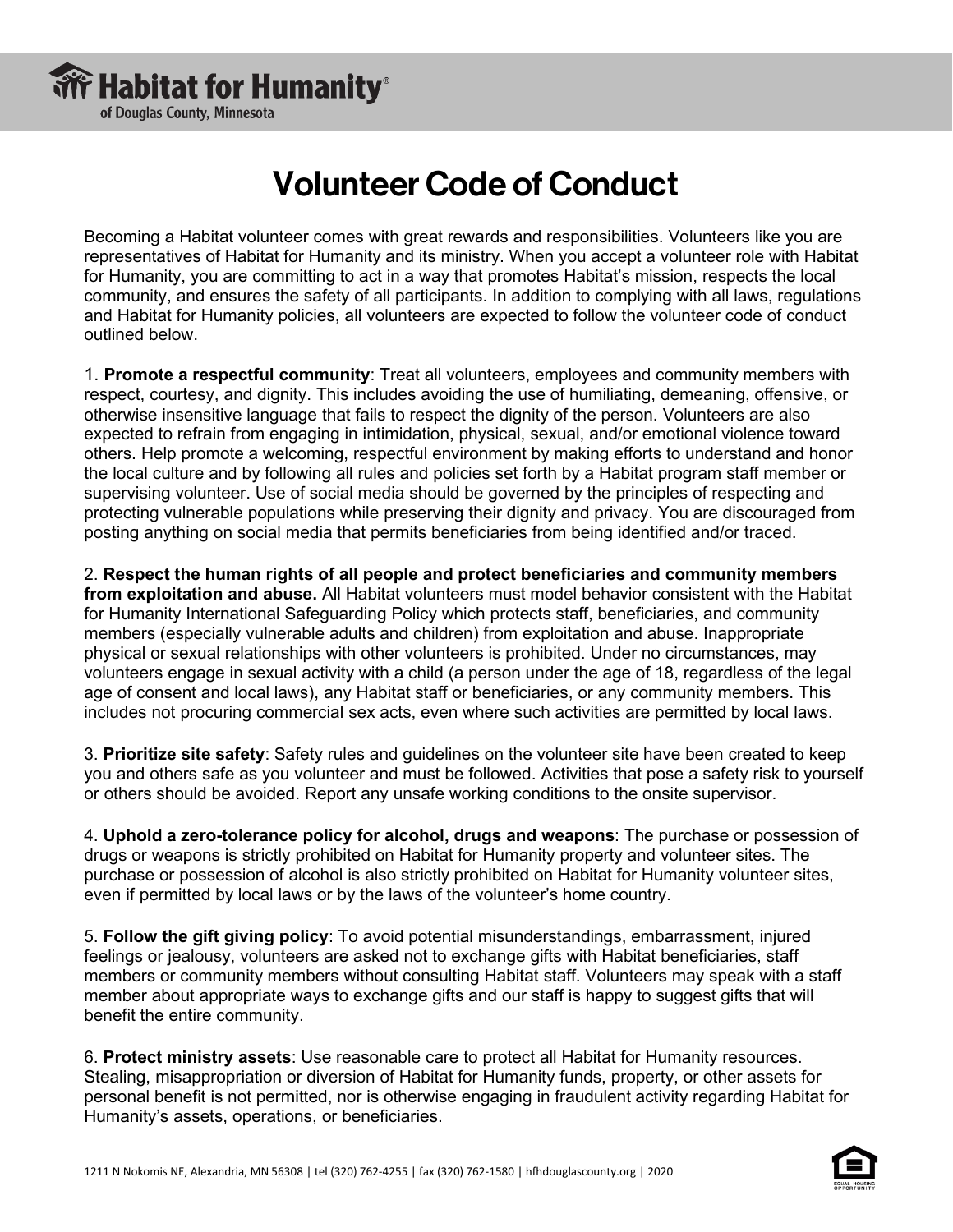# Volunteer Code of Conduct

Becoming a Habitat volunteer comes with great rewards and responsibilities. Volunteers like you are representatives of Habitat for Humanity and its ministry. When you accept a volunteer role with Habitat for Humanity, you are committing to act in a way that promotes Habitat's mission, respects the local community, and ensures the safety of all participants. In addition to complying with all laws, regulations and Habitat for Humanity policies, all volunteers are expected to follow the volunteer code of conduct outlined below.

1. **Promote a respectful community**: Treat all volunteers, employees and community members with respect, courtesy, and dignity. This includes avoiding the use of humiliating, demeaning, offensive, or otherwise insensitive language that fails to respect the dignity of the person. Volunteers are also expected to refrain from engaging in intimidation, physical, sexual, and/or emotional violence toward others. Help promote a welcoming, respectful environment by making efforts to understand and honor the local culture and by following all rules and policies set forth by a Habitat program staff member or supervising volunteer. Use of social media should be governed by the principles of respecting and protecting vulnerable populations while preserving their dignity and privacy. You are discouraged from posting anything on social media that permits beneficiaries from being identified and/or traced.

2. **Respect the human rights of all people and protect beneficiaries and community members from exploitation and abuse.** All Habitat volunteers must model behavior consistent with the Habitat for Humanity International Safeguarding Policy which protects staff, beneficiaries, and community members (especially vulnerable adults and children) from exploitation and abuse. Inappropriate physical or sexual relationships with other volunteers is prohibited. Under no circumstances, may volunteers engage in sexual activity with a child (a person under the age of 18, regardless of the legal age of consent and local laws), any Habitat staff or beneficiaries, or any community members. This includes not procuring commercial sex acts, even where such activities are permitted by local laws.

3. **Prioritize site safety**: Safety rules and guidelines on the volunteer site have been created to keep you and others safe as you volunteer and must be followed. Activities that pose a safety risk to yourself or others should be avoided. Report any unsafe working conditions to the onsite supervisor.

4. **Uphold a zero-tolerance policy for alcohol, drugs and weapons**: The purchase or possession of drugs or weapons is strictly prohibited on Habitat for Humanity property and volunteer sites. The purchase or possession of alcohol is also strictly prohibited on Habitat for Humanity volunteer sites, even if permitted by local laws or by the laws of the volunteer's home country.

5. **Follow the gift giving policy**: To avoid potential misunderstandings, embarrassment, injured feelings or jealousy, volunteers are asked not to exchange gifts with Habitat beneficiaries, staff members or community members without consulting Habitat staff. Volunteers may speak with a staff member about appropriate ways to exchange gifts and our staff is happy to suggest gifts that will benefit the entire community.

6. **Protect ministry assets**: Use reasonable care to protect all Habitat for Humanity resources. Stealing, misappropriation or diversion of Habitat for Humanity funds, property, or other assets for personal benefit is not permitted, nor is otherwise engaging in fraudulent activity regarding Habitat for Humanity's assets, operations, or beneficiaries.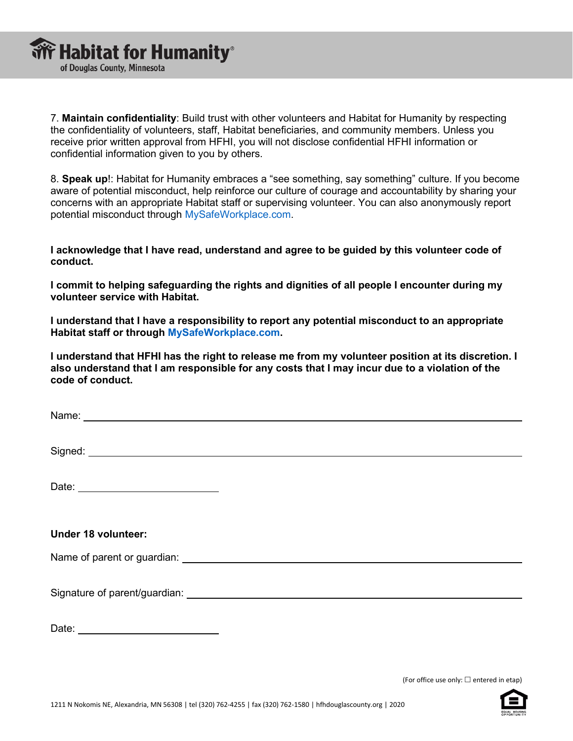7. **Maintain confidentiality**: Build trust with other volunteers and Habitat for Humanity by respecting the confidentiality of volunteers, staff, Habitat beneficiaries, and community members. Unless you receive prior written approval from HFHI, you will not disclose confidential HFHI information or confidential information given to you by others.

8. **Speak up**!: Habitat for Humanity embraces a "see something, say something" culture. If you become aware of potential misconduct, help reinforce our culture of courage and accountability by sharing your concerns with an appropriate Habitat staff or supervising volunteer. You can also anonymously report potential misconduct through MySafeWorkplace.com.

**I acknowledge that I have read, understand and agree to be guided by this volunteer code of conduct.**

**I commit to helping safeguarding the rights and dignities of all people I encounter during my volunteer service with Habitat.**

**I understand that I have a responsibility to report any potential misconduct to an appropriate Habitat staff or through MySafeWorkplace.com.**

**I understand that HFHI has the right to release me from my volunteer position at its discretion. I also understand that I am responsible for any costs that I may incur due to a violation of the code of conduct.**

Name: ____________________________________________

Signed: ____________________________________________

Date: ______________________

**Under 18 volunteer:**

Name of parent or guardian: ____________________________________________

Signature of parent/guardian: ____________________________________________

Date: ______________________

(For office use only: ☐ entered in etap)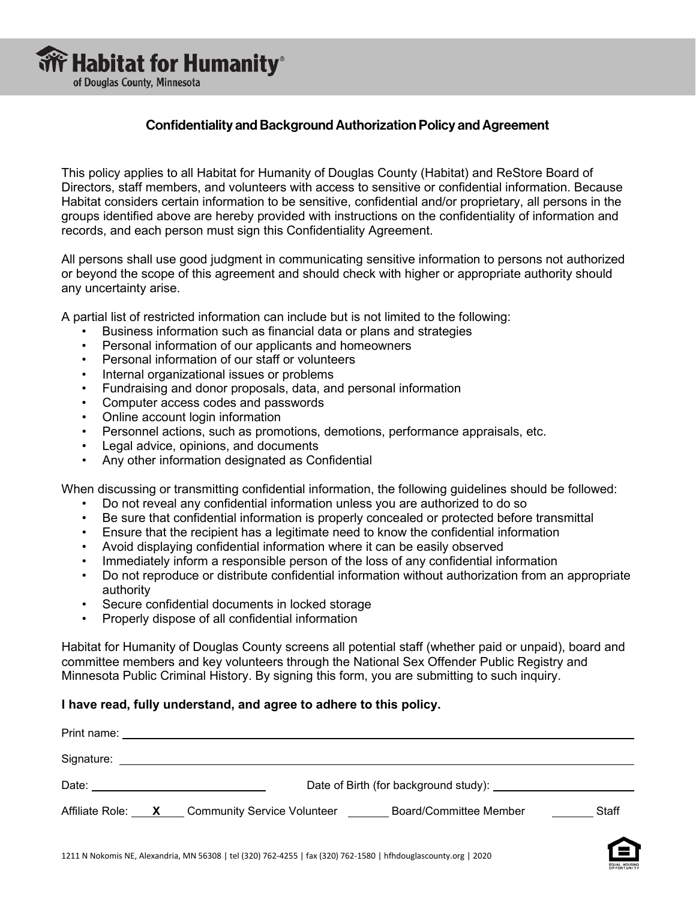**Habitat for Humanity®**
of Douglas County, Minnesota

## Confidentiality and Background Authorization Policy and Agreement

This policy applies to all Habitat for Humanity of Douglas County (Habitat) and ReStore Board of Directors, staff members, and volunteers with access to sensitive or confidential information. Because Habitat considers certain information to be sensitive, confidential and/or proprietary, all persons in the groups identified above are hereby provided with instructions on the confidentiality of information and records, and each person must sign this Confidentiality Agreement.

All persons shall use good judgment in communicating sensitive information to persons not authorized or beyond the scope of this agreement and should check with higher or appropriate authority should any uncertainty arise.

A partial list of restricted information can include but is not limited to the following:

- Business information such as financial data or plans and strategies
- Personal information of our applicants and homeowners
- Personal information of our staff or volunteers
- Internal organizational issues or problems
- Fundraising and donor proposals, data, and personal information
- Computer access codes and passwords
- Online account login information
- Personnel actions, such as promotions, demotions, performance appraisals, etc.
- Legal advice, opinions, and documents
- Any other information designated as Confidential

When discussing or transmitting confidential information, the following guidelines should be followed:

- Do not reveal any confidential information unless you are authorized to do so
- Be sure that confidential information is properly concealed or protected before transmittal
- Ensure that the recipient has a legitimate need to know the confidential information
- Avoid displaying confidential information where it can be easily observed
- Immediately inform a responsible person of the loss of any confidential information
- Do not reproduce or distribute confidential information without authorization from an appropriate authority
- Secure confidential documents in locked storage
- Properly dispose of all confidential information

Habitat for Humanity of Douglas County screens all potential staff (whether paid or unpaid), board and committee members and key volunteers through the National Sex Offender Public Registry and Minnesota Public Criminal History. By signing this form, you are submitting to such inquiry.

**I have read, fully understand, and agree to adhere to this policy.**

Print name: ______________________________

Signature: ______________________________

Date: ____________________ Date of Birth (for background study): ____________________

Affiliate Role: __X__ Community Service Volunteer ______ Board/Committee Member ______ Staff

1211 N Nokomis NE, Alexandria, MN 56308 | tel (320) 762-4255 | fax (320) 762-1580 | hfhdouglascounty.org | 2020